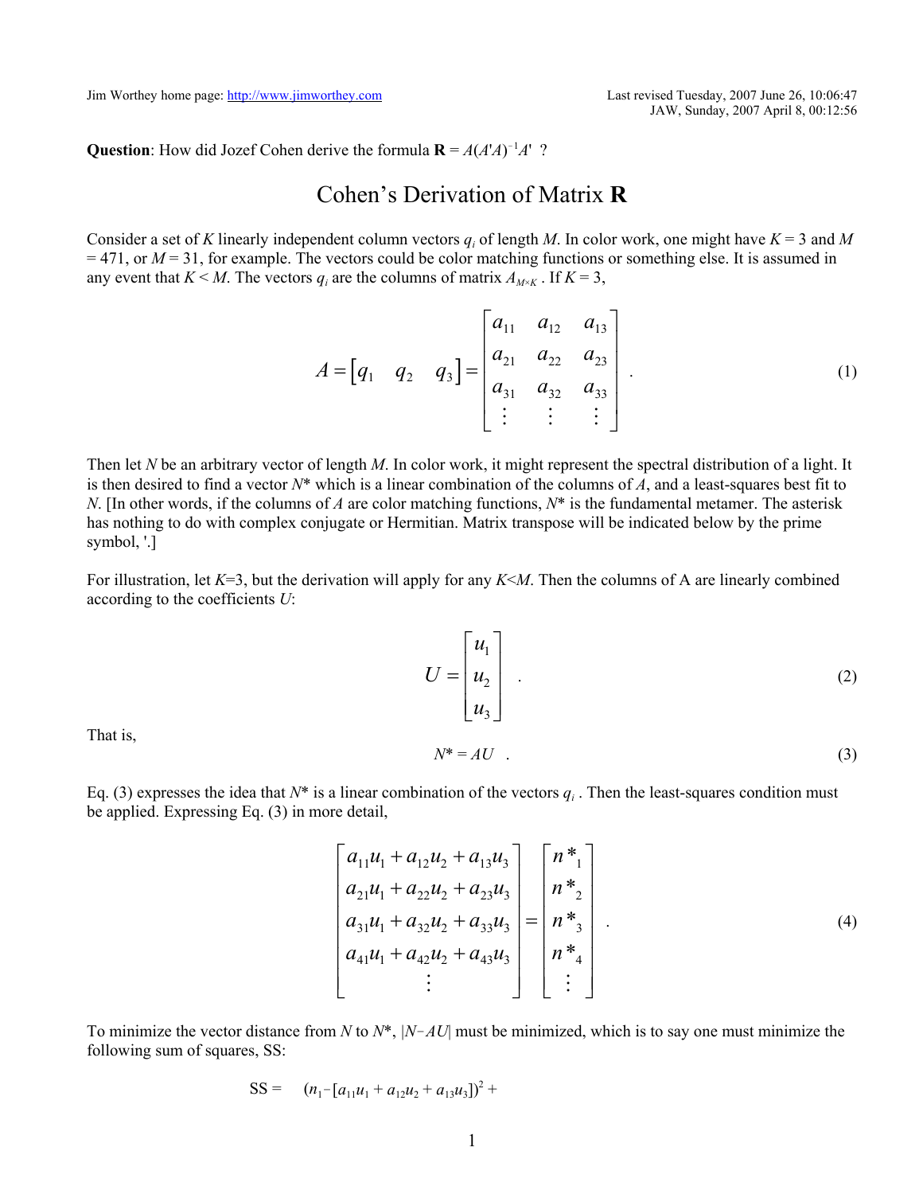Jim Worthey home page: http://www.jimworthey.com

Last revised Tuesday, 2007 June 26, 10:06:47
JAW, Sunday, 2007 April 8, 00:12:56

**Question**: How did Jozef Cohen derive the formula $\mathbf{R} = A(A'A)^{-1}A'$ ?

# Cohen's Derivation of Matrix R

Consider a set of $K$ linearly independent column vectors $q_i$ of length $M$. In color work, one might have $K = 3$ and $M = 471$, or $M = 31$, for example. The vectors could be color matching functions or something else. It is assumed in any event that $K < M$. The vectors $q_i$ are the columns of matrix $A_{M\times K}$ . If $K = 3$,

$$A = \begin{bmatrix} q_1 & q_2 & q_3 \end{bmatrix} = \begin{bmatrix} a_{11} & a_{12} & a_{13} \\ a_{21} & a_{22} & a_{23} \\ a_{31} & a_{32} & a_{33} \\ \vdots & \vdots & \vdots \end{bmatrix} . \tag{1}$$

Then let $N$ be an arbitrary vector of length $M$. In color work, it might represent the spectral distribution of a light. It is then desired to find a vector $N^*$ which is a linear combination of the columns of $A$, and a least-squares best fit to $N$. [In other words, if the columns of $A$ are color matching functions, $N^*$ is the fundamental metamer. The asterisk has nothing to do with complex conjugate or Hermitian. Matrix transpose will be indicated below by the prime symbol, '.]

For illustration, let $K$=3, but the derivation will apply for any $K$<$M$. Then the columns of A are linearly combined according to the coefficients $U$:

$$U = \begin{bmatrix} u_1 \\ u_2 \\ u_3 \end{bmatrix} . \tag{2}$$

That is,

$$N^* = AU \quad . \tag{3}$$

Eq. (3) expresses the idea that $N^*$ is a linear combination of the vectors $q_i$ . Then the least-squares condition must be applied. Expressing Eq. (3) in more detail,

$$\begin{bmatrix} a_{11}u_1 + a_{12}u_2 + a_{13}u_3 \\ a_{21}u_1 + a_{22}u_2 + a_{23}u_3 \\ a_{31}u_1 + a_{32}u_2 + a_{33}u_3 \\ a_{41}u_1 + a_{42}u_2 + a_{43}u_3 \\ \vdots \end{bmatrix} = \begin{bmatrix} n^*_1 \\ n^*_2 \\ n^*_3 \\ n^*_4 \\ \vdots \end{bmatrix} . \tag{4}$$

To minimize the vector distance from $N$ to $N^*$, $|N-AU|$ must be minimized, which is to say one must minimize the following sum of squares, SS:

$$\text{SS} = \quad (n_1 - [a_{11}u_1 + a_{12}u_2 + a_{13}u_3])^2 +$$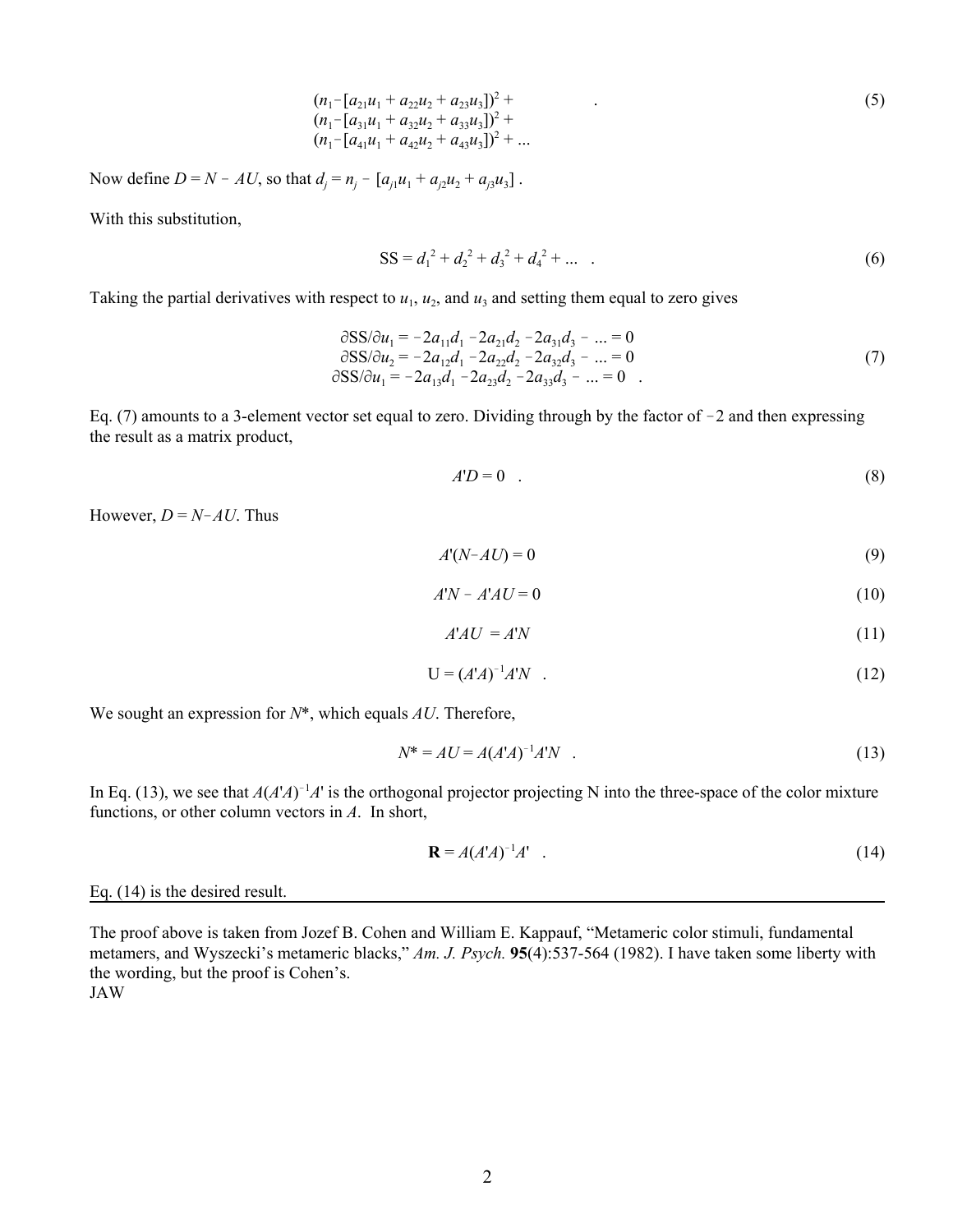$$
\begin{aligned}
&(n_1 - [a_{21}u_1 + a_{22}u_2 + a_{23}u_3])^2 + \\
&(n_1 - [a_{31}u_1 + a_{32}u_2 + a_{33}u_3])^2 + \\
&(n_1 - [a_{41}u_1 + a_{42}u_2 + a_{43}u_3])^2 + \ldots
\end{aligned}
\quad . \tag{5}
$$

Now define $D = N - AU$, so that $d_j = n_j - [a_{j1}u_1 + a_{j2}u_2 + a_{j3}u_3]$ .

With this substitution,

$$
\text{SS} = d_1^{\,2} + d_2^{\,2} + d_3^{\,2} + d_4^{\,2} + \ldots \quad . \tag{6}
$$

Taking the partial derivatives with respect to $u_1$, $u_2$, and $u_3$ and setting them equal to zero gives

$$
\begin{aligned}
\partial\text{SS}/\partial u_1 &= -2a_{11}d_1 - 2a_{21}d_2 - 2a_{31}d_3 - \ldots = 0 \\
\partial\text{SS}/\partial u_2 &= -2a_{12}d_1 - 2a_{22}d_2 - 2a_{32}d_3 - \ldots = 0 \\
\partial\text{SS}/\partial u_1 &= -2a_{13}d_1 - 2a_{23}d_2 - 2a_{33}d_3 - \ldots = 0 \quad .
\end{aligned} \tag{7}
$$

Eq. (7) amounts to a 3-element vector set equal to zero. Dividing through by the factor of $-2$ and then expressing the result as a matrix product,

$$
A'D = 0 \quad . \tag{8}
$$

However, $D = N - AU$. Thus

$$
A'(N - AU) = 0 \tag{9}
$$

$$
A'N - A'AU = 0 \tag{10}
$$

$$
A'AU = A'N \tag{11}
$$

$$
\text{U} = (A'A)^{-1}A'N \quad . \tag{12}
$$

We sought an expression for $N^*$, which equals $AU$. Therefore,

$$
N^* = AU = A(A'A)^{-1}A'N \quad . \tag{13}
$$

In Eq. (13), we see that $A(A'A)^{-1}A'$ is the orthogonal projector projecting N into the three-space of the color mixture functions, or other column vectors in $A$. In short,

$$
\mathbf{R} = A(A'A)^{-1}A' \quad . \tag{14}
$$

Eq. (14) is the desired result.

---

The proof above is taken from Jozef B. Cohen and William E. Kappauf, "Metameric color stimuli, fundamental metamers, and Wyszecki's metameric blacks," *Am. J. Psych.* **95**(4):537-564 (1982). I have taken some liberty with the wording, but the proof is Cohen's.
JAW